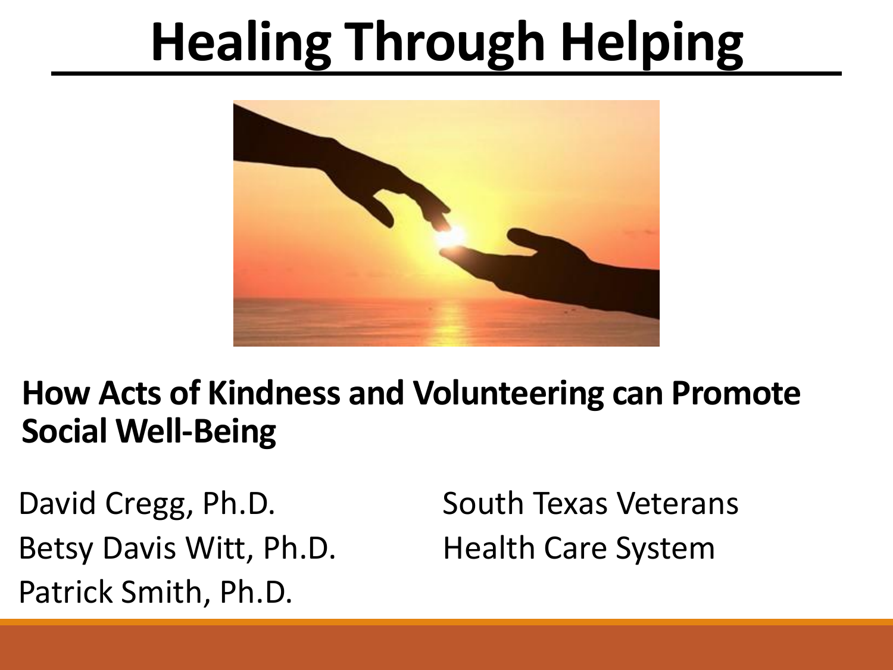# Healing Through Helping

**How Acts of Kindness and Volunteering can Promote Social Well-Being**

David Cregg, Ph.D.
Betsy Davis Witt, Ph.D.
Patrick Smith, Ph.D.

South Texas Veterans Health Care System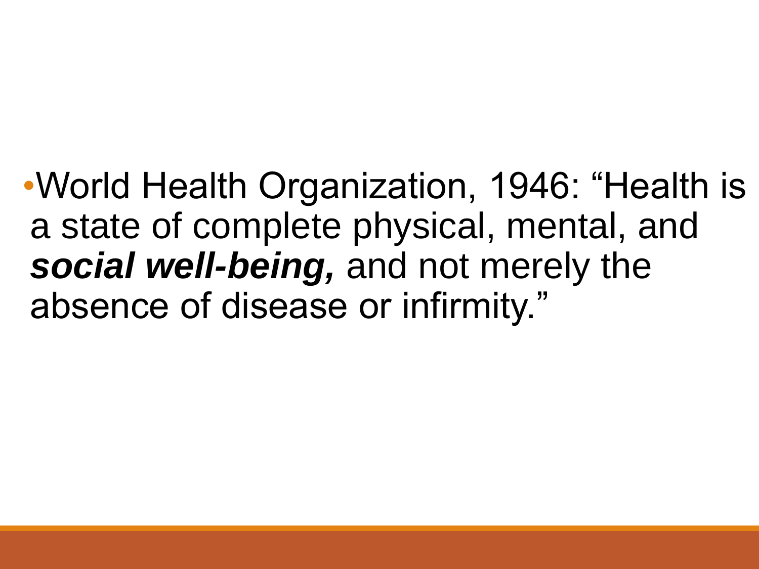- World Health Organization, 1946: “Health is a state of complete physical, mental, and ***social well-being,*** and not merely the absence of disease or infirmity.”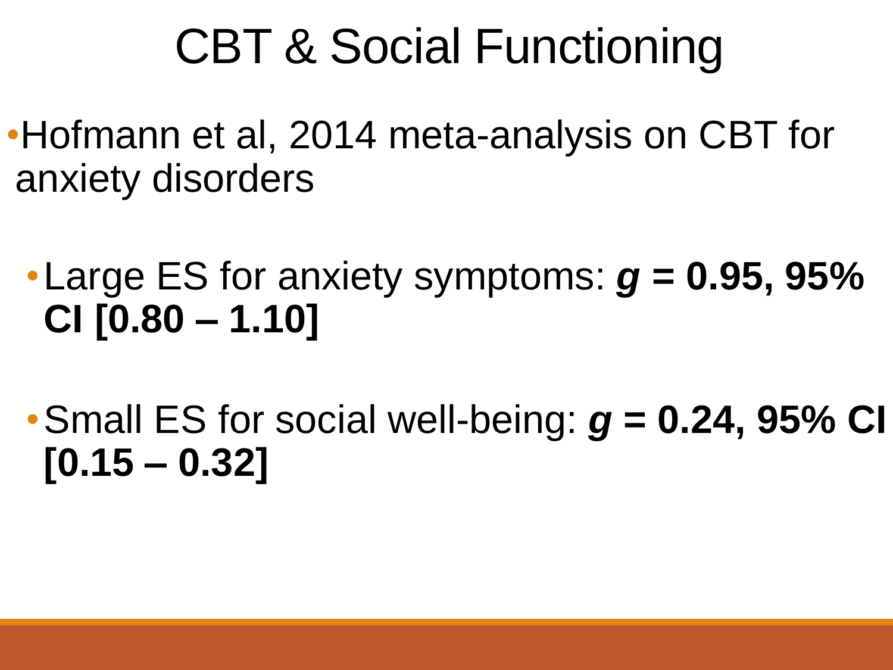# CBT & Social Functioning

- Hofmann et al, 2014 meta-analysis on CBT for anxiety disorders
  - Large ES for anxiety symptoms: ***g* = 0.95, 95% CI [0.80 – 1.10]**
  - Small ES for social well-being: ***g* = 0.24, 95% CI [0.15 – 0.32]**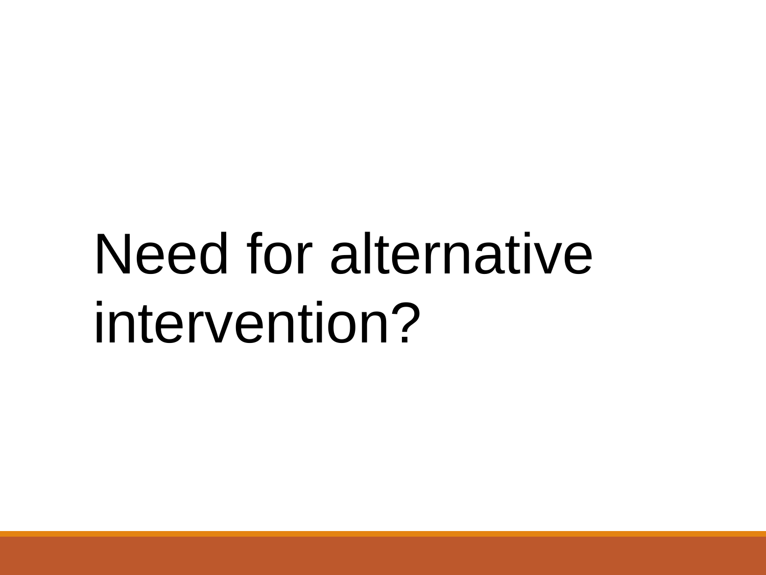# Need for alternative intervention?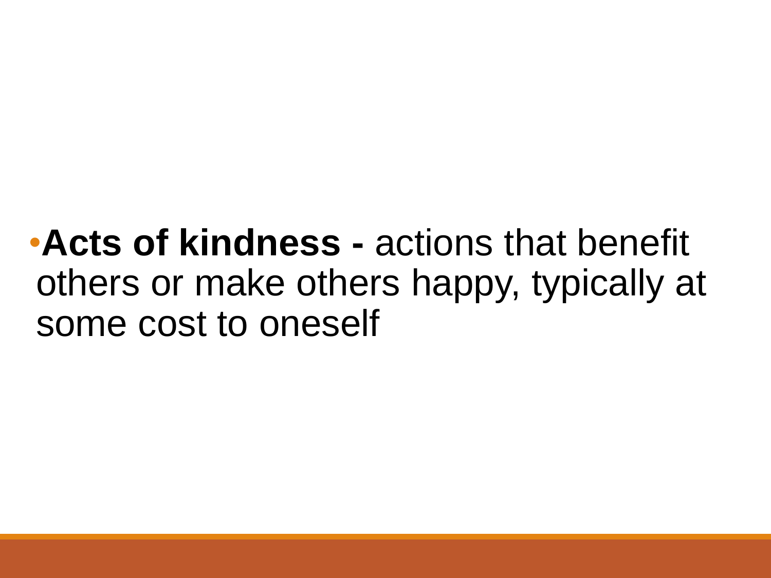- **Acts of kindness -** actions that benefit others or make others happy, typically at some cost to oneself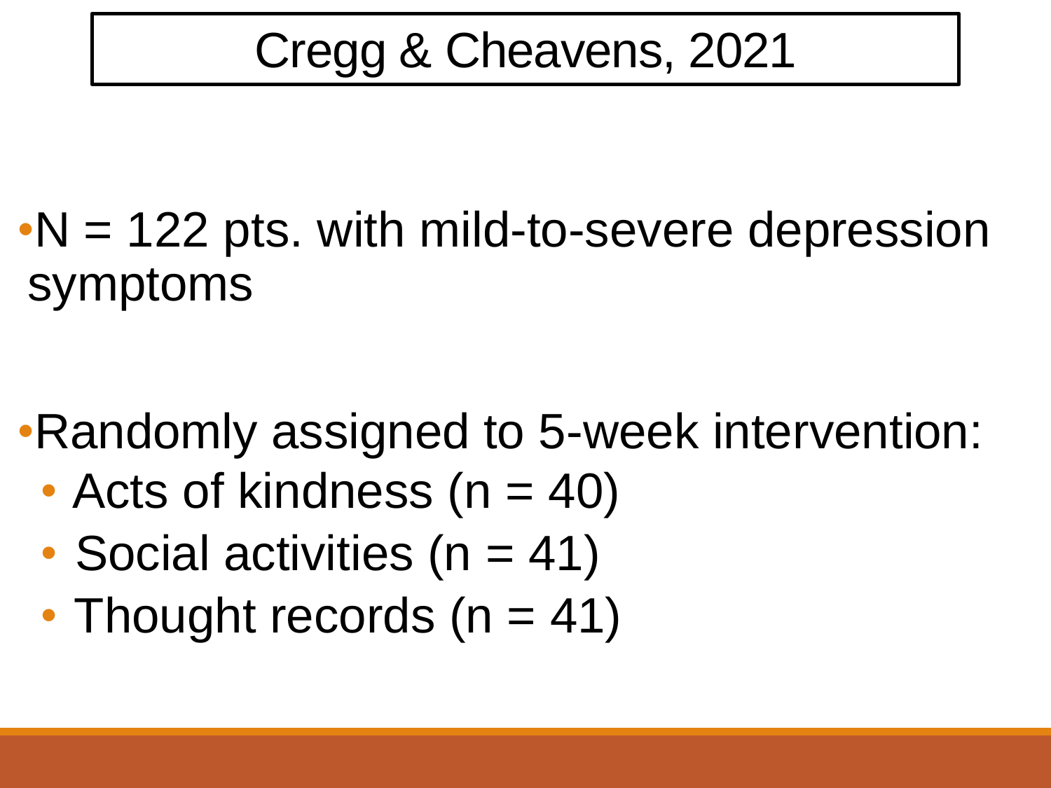# Cregg & Cheavens, 2021

- N = 122 pts. with mild-to-severe depression symptoms

- Randomly assigned to 5-week intervention:
  - Acts of kindness (n = 40)
  - Social activities (n = 41)
  - Thought records (n = 41)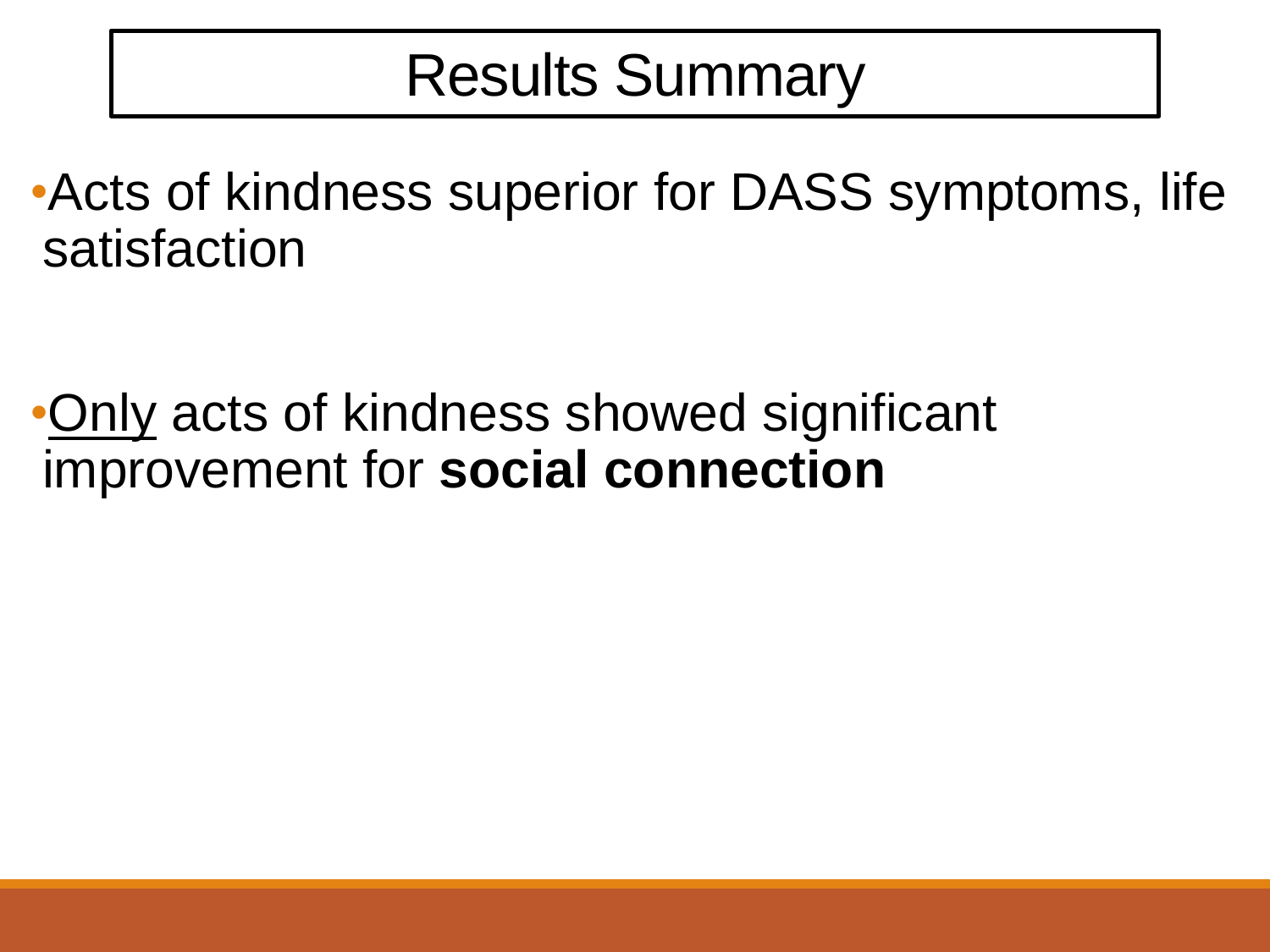# Results Summary

- Acts of kindness superior for DASS symptoms, life satisfaction

- <u>Only</u> acts of kindness showed significant improvement for **social connection**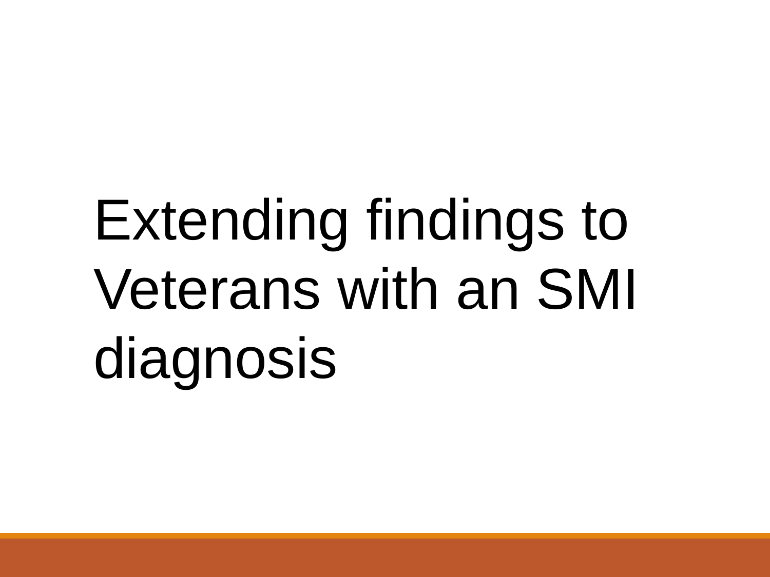# Extending findings to Veterans with an SMI diagnosis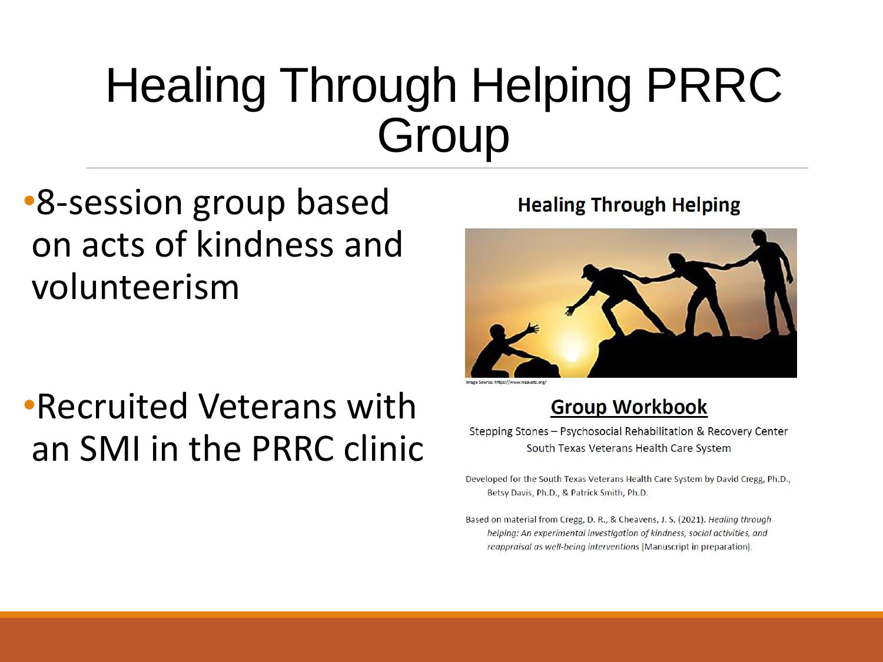# Healing Through Helping PRRC Group

- 8-session group based on acts of kindness and volunteerism
- Recruited Veterans with an SMI in the PRRC clinic

**Healing Through Helping**

Image Source: https://www.naavets.org/

**Group Workbook**

Stepping Stones – Psychosocial Rehabilitation & Recovery Center
South Texas Veterans Health Care System

Developed for the South Texas Veterans Health Care System by David Cregg, Ph.D., Betsy Davis, Ph.D., & Patrick Smith, Ph.D.

Based on material from Cregg, D. R., & Cheavens, J. S. (2021). *Healing through helping: An experimental investigation of kindness, social activities, and reappraisal as well-being interventions* [Manuscript in preparation].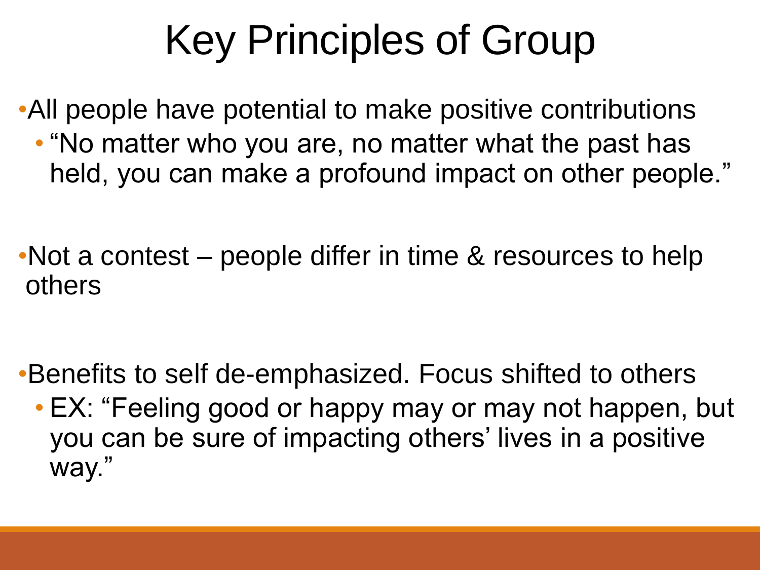# Key Principles of Group

- All people have potential to make positive contributions
  - “No matter who you are, no matter what the past has held, you can make a profound impact on other people.”

- Not a contest – people differ in time & resources to help others

- Benefits to self de-emphasized. Focus shifted to others
  - EX: “Feeling good or happy may or may not happen, but you can be sure of impacting others’ lives in a positive way.”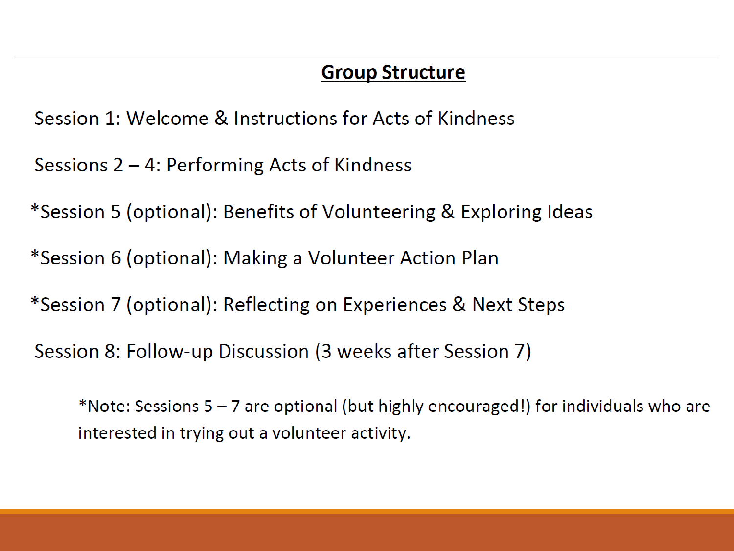## Group Structure

Session 1: Welcome & Instructions for Acts of Kindness

Sessions 2 – 4: Performing Acts of Kindness

*Session 5 (optional): Benefits of Volunteering & Exploring Ideas

*Session 6 (optional): Making a Volunteer Action Plan

*Session 7 (optional): Reflecting on Experiences & Next Steps

Session 8: Follow-up Discussion (3 weeks after Session 7)

*Note: Sessions 5 – 7 are optional (but highly encouraged!) for individuals who are interested in trying out a volunteer activity.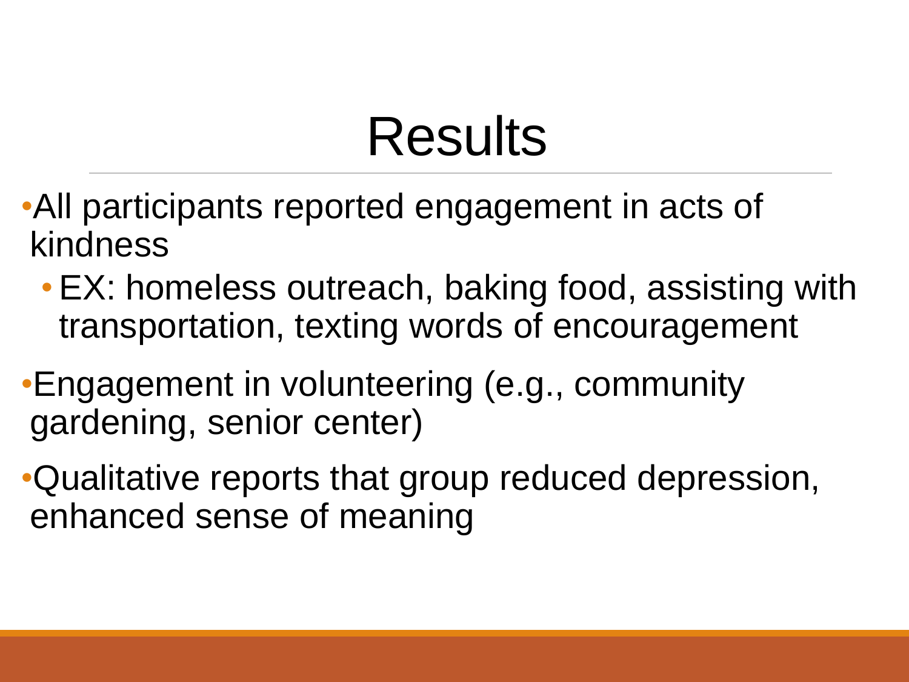# Results

- All participants reported engagement in acts of kindness
  - EX: homeless outreach, baking food, assisting with transportation, texting words of encouragement
- Engagement in volunteering (e.g., community gardening, senior center)
- Qualitative reports that group reduced depression, enhanced sense of meaning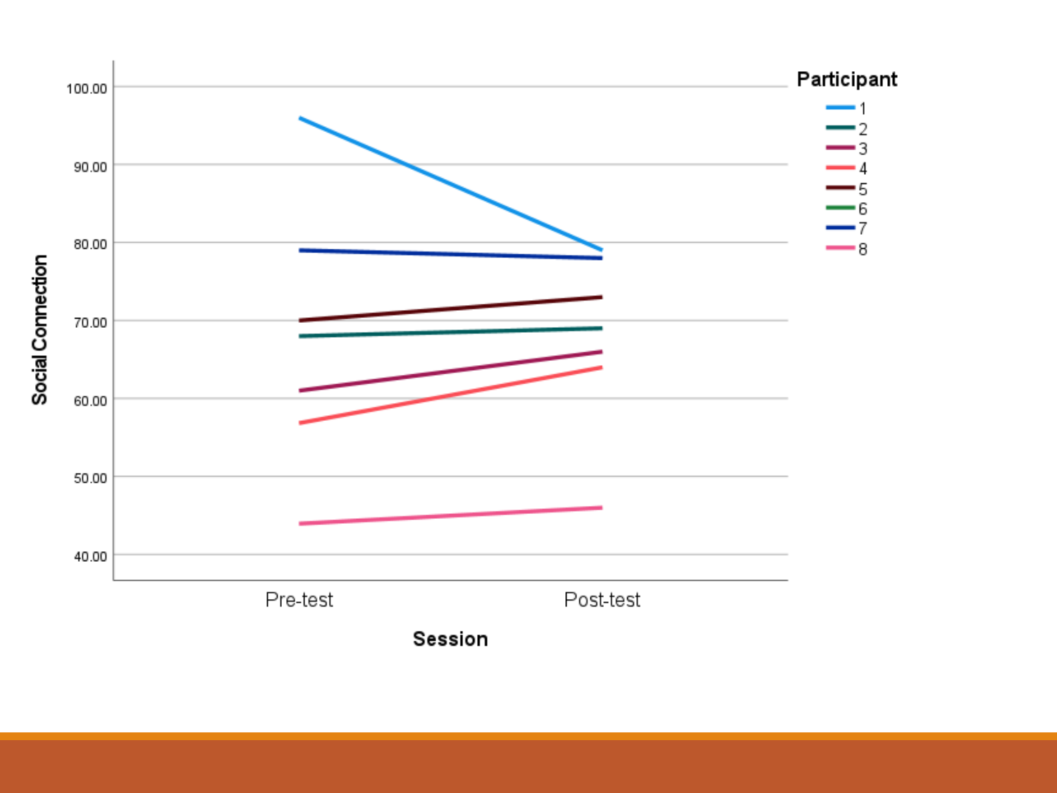Social Connection

100.00

90.00

80.00

70.00

60.00

50.00

40.00

Pre-test

Post-test

**Session**

**Participant**

- 1
- 2
- 3
- 4
- 5
- 6
- 7
- 8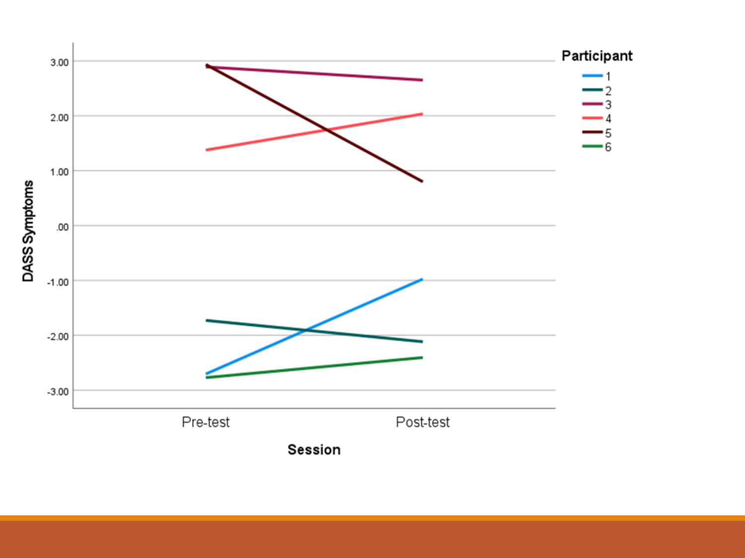Participant: 1, 2, 3, 4, 5, 6

DASS Symptoms: 3.00, 2.00, 1.00, .00, -1.00, -2.00, -3.00

Session: Pre-test, Post-test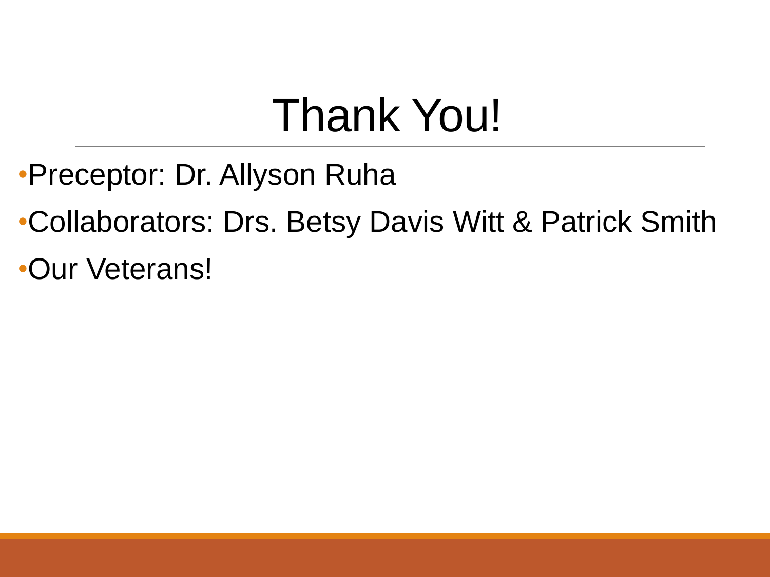# Thank You!

- Preceptor: Dr. Allyson Ruha
- Collaborators: Drs. Betsy Davis Witt & Patrick Smith
- Our Veterans!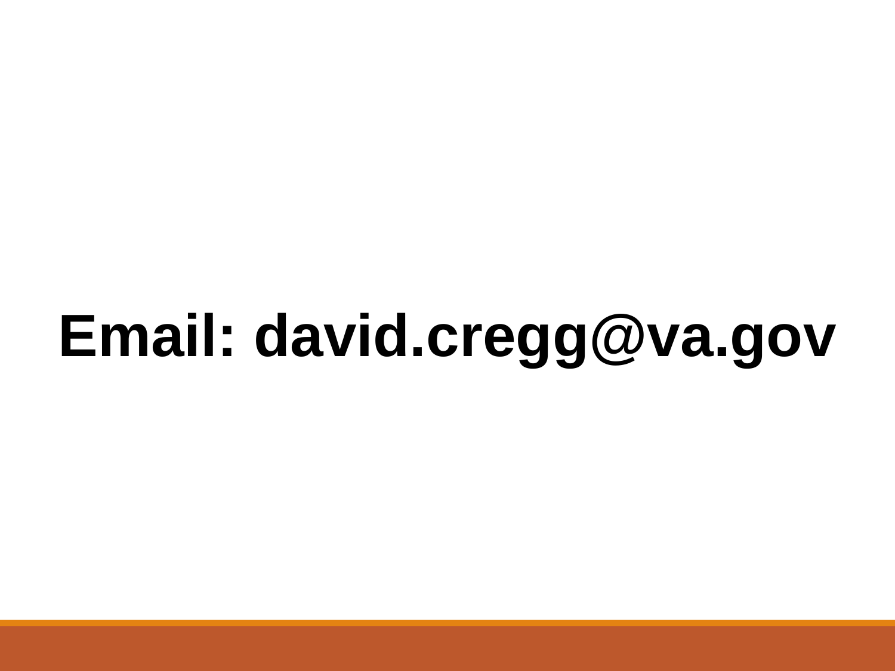**Email: david.cregg@va.gov**